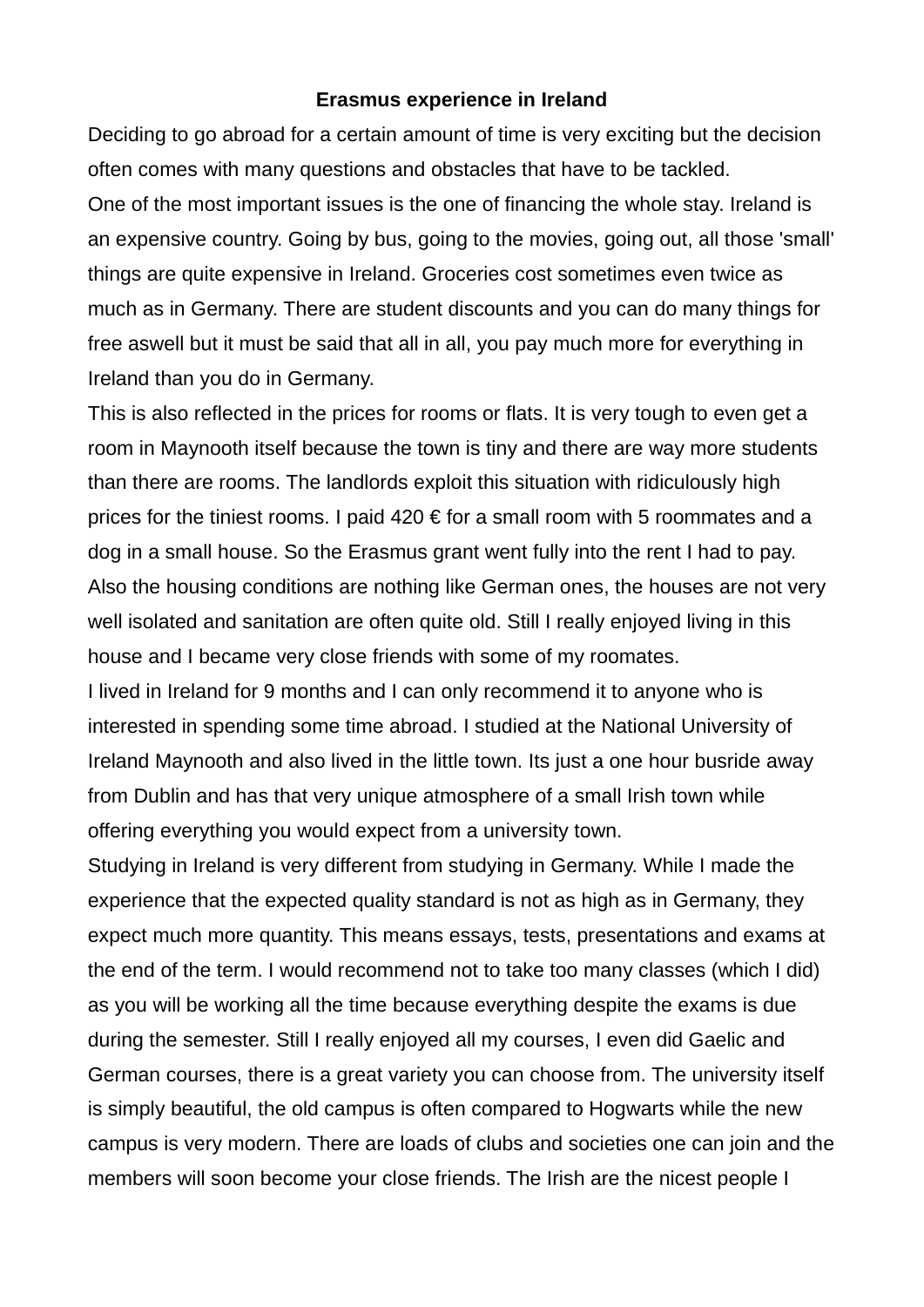# Erasmus experience in Ireland

Deciding to go abroad for a certain amount of time is very exciting but the decision often comes with many questions and obstacles that have to be tackled.

One of the most important issues is the one of financing the whole stay. Ireland is an expensive country. Going by bus, going to the movies, going out, all those 'small' things are quite expensive in Ireland. Groceries cost sometimes even twice as much as in Germany. There are student discounts and you can do many things for free aswell but it must be said that all in all, you pay much more for everything in Ireland than you do in Germany.

This is also reflected in the prices for rooms or flats. It is very tough to even get a room in Maynooth itself because the town is tiny and there are way more students than there are rooms. The landlords exploit this situation with ridiculously high prices for the tiniest rooms. I paid 420 € for a small room with 5 roommates and a dog in a small house. So the Erasmus grant went fully into the rent I had to pay. Also the housing conditions are nothing like German ones, the houses are not very well isolated and sanitation are often quite old. Still I really enjoyed living in this house and I became very close friends with some of my roomates.

I lived in Ireland for 9 months and I can only recommend it to anyone who is interested in spending some time abroad. I studied at the National University of Ireland Maynooth and also lived in the little town. Its just a one hour busride away from Dublin and has that very unique atmosphere of a small Irish town while offering everything you would expect from a university town.

Studying in Ireland is very different from studying in Germany. While I made the experience that the expected quality standard is not as high as in Germany, they expect much more quantity. This means essays, tests, presentations and exams at the end of the term. I would recommend not to take too many classes (which I did) as you will be working all the time because everything despite the exams is due during the semester. Still I really enjoyed all my courses, I even did Gaelic and German courses, there is a great variety you can choose from. The university itself is simply beautiful, the old campus is often compared to Hogwarts while the new campus is very modern. There are loads of clubs and societies one can join and the members will soon become your close friends. The Irish are the nicest people I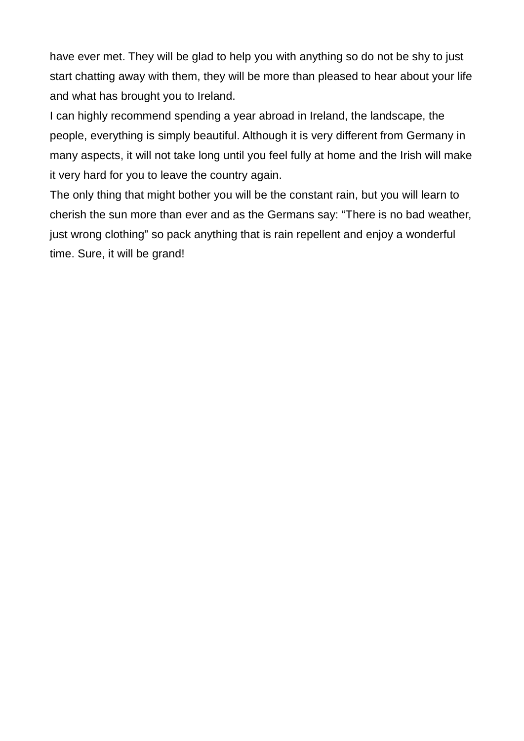have ever met. They will be glad to help you with anything so do not be shy to just start chatting away with them, they will be more than pleased to hear about your life and what has brought you to Ireland.

I can highly recommend spending a year abroad in Ireland, the landscape, the people, everything is simply beautiful. Although it is very different from Germany in many aspects, it will not take long until you feel fully at home and the Irish will make it very hard for you to leave the country again.

The only thing that might bother you will be the constant rain, but you will learn to cherish the sun more than ever and as the Germans say: “There is no bad weather, just wrong clothing” so pack anything that is rain repellent and enjoy a wonderful time. Sure, it will be grand!